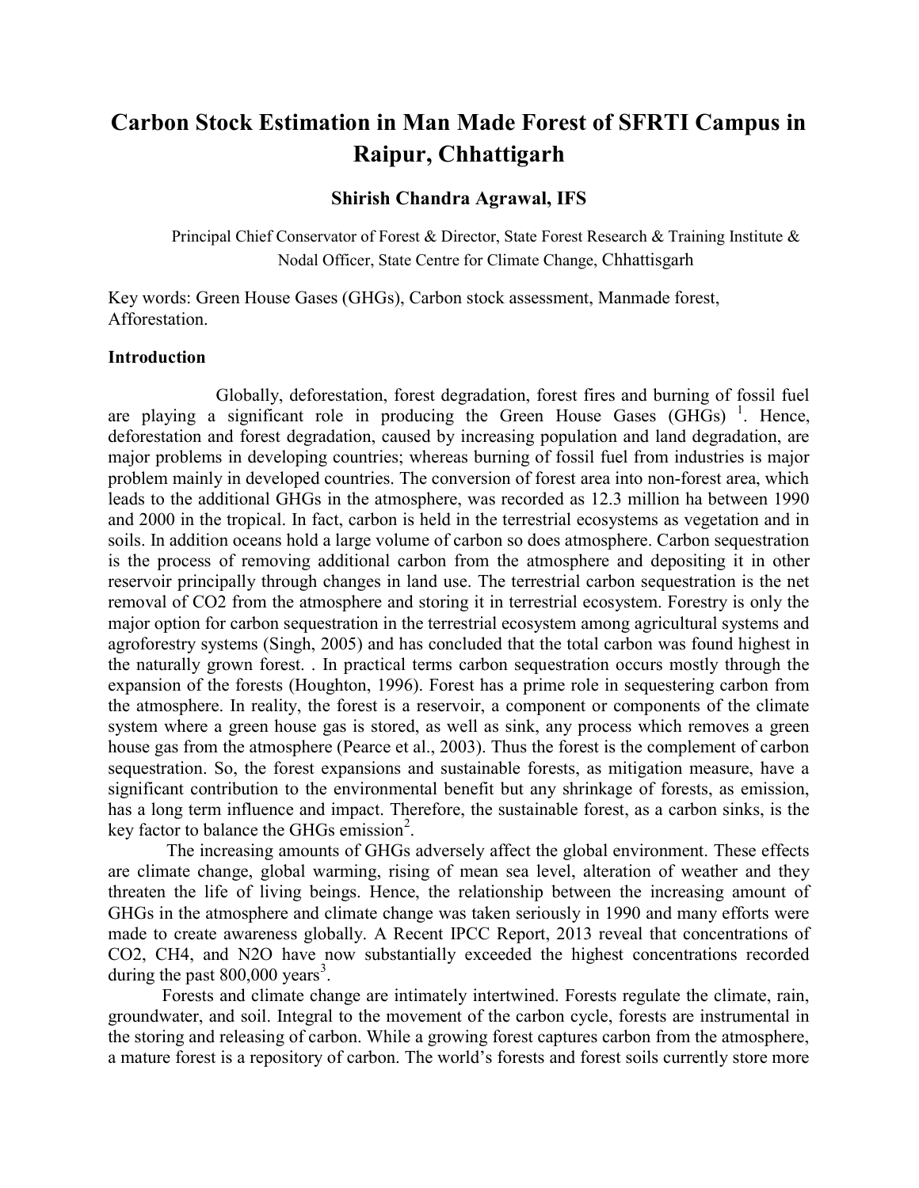# Carbon Stock Estimation in Man Made Forest of SFRTI Campus in Raipur, Chhattigarh

**Shirish Chandra Agrawal, IFS**

Principal Chief Conservator of Forest & Director, State Forest Research & Training Institute & Nodal Officer, State Centre for Climate Change, Chhattisgarh

Key words: Green House Gases (GHGs), Carbon stock assessment, Manmade forest, Afforestation.

**Introduction**

Globally, deforestation, forest degradation, forest fires and burning of fossil fuel are playing a significant role in producing the Green House Gases (GHGs) [1]. Hence, deforestation and forest degradation, caused by increasing population and land degradation, are major problems in developing countries; whereas burning of fossil fuel from industries is major problem mainly in developed countries. The conversion of forest area into non-forest area, which leads to the additional GHGs in the atmosphere, was recorded as 12.3 million ha between 1990 and 2000 in the tropical. In fact, carbon is held in the terrestrial ecosystems as vegetation and in soils. In addition oceans hold a large volume of carbon so does atmosphere. Carbon sequestration is the process of removing additional carbon from the atmosphere and depositing it in other reservoir principally through changes in land use. The terrestrial carbon sequestration is the net removal of CO2 from the atmosphere and storing it in terrestrial ecosystem. Forestry is only the major option for carbon sequestration in the terrestrial ecosystem among agricultural systems and agroforestry systems (Singh, 2005) and has concluded that the total carbon was found highest in the naturally grown forest. . In practical terms carbon sequestration occurs mostly through the expansion of the forests (Houghton, 1996). Forest has a prime role in sequestering carbon from the atmosphere. In reality, the forest is a reservoir, a component or components of the climate system where a green house gas is stored, as well as sink, any process which removes a green house gas from the atmosphere (Pearce et al., 2003). Thus the forest is the complement of carbon sequestration. So, the forest expansions and sustainable forests, as mitigation measure, have a significant contribution to the environmental benefit but any shrinkage of forests, as emission, has a long term influence and impact. Therefore, the sustainable forest, as a carbon sinks, is the key factor to balance the GHGs emission[2].

The increasing amounts of GHGs adversely affect the global environment. These effects are climate change, global warming, rising of mean sea level, alteration of weather and they threaten the life of living beings. Hence, the relationship between the increasing amount of GHGs in the atmosphere and climate change was taken seriously in 1990 and many efforts were made to create awareness globally. A Recent IPCC Report, 2013 reveal that concentrations of CO2, CH4, and N2O have now substantially exceeded the highest concentrations recorded during the past 800,000 years[3].

Forests and climate change are intimately intertwined. Forests regulate the climate, rain, groundwater, and soil. Integral to the movement of the carbon cycle, forests are instrumental in the storing and releasing of carbon. While a growing forest captures carbon from the atmosphere, a mature forest is a repository of carbon. The world's forests and forest soils currently store more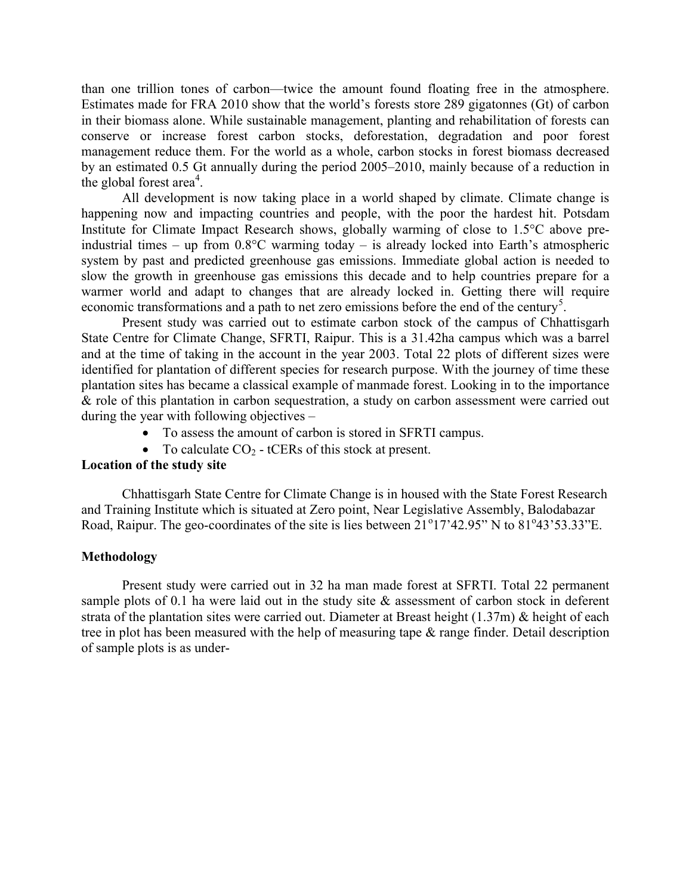than one trillion tones of carbon—twice the amount found floating free in the atmosphere. Estimates made for FRA 2010 show that the world's forests store 289 gigatonnes (Gt) of carbon in their biomass alone. While sustainable management, planting and rehabilitation of forests can conserve or increase forest carbon stocks, deforestation, degradation and poor forest management reduce them. For the world as a whole, carbon stocks in forest biomass decreased by an estimated 0.5 Gt annually during the period 2005–2010, mainly because of a reduction in the global forest area[4].

All development is now taking place in a world shaped by climate. Climate change is happening now and impacting countries and people, with the poor the hardest hit. Potsdam Institute for Climate Impact Research shows, globally warming of close to 1.5°C above pre-industrial times – up from 0.8°C warming today – is already locked into Earth's atmospheric system by past and predicted greenhouse gas emissions. Immediate global action is needed to slow the growth in greenhouse gas emissions this decade and to help countries prepare for a warmer world and adapt to changes that are already locked in. Getting there will require economic transformations and a path to net zero emissions before the end of the century[5].

Present study was carried out to estimate carbon stock of the campus of Chhattisgarh State Centre for Climate Change, SFRTI, Raipur. This is a 31.42ha campus which was a barrel and at the time of taking in the account in the year 2003. Total 22 plots of different sizes were identified for plantation of different species for research purpose. With the journey of time these plantation sites has became a classical example of manmade forest. Looking in to the importance & role of this plantation in carbon sequestration, a study on carbon assessment were carried out during the year with following objectives –

- To assess the amount of carbon is stored in SFRTI campus.
- To calculate $CO_2$ - tCERs of this stock at present.

**Location of the study site**

Chhattisgarh State Centre for Climate Change is in housed with the State Forest Research and Training Institute which is situated at Zero point, Near Legislative Assembly, Balodabazar Road, Raipur. The geo-coordinates of the site is lies between 21°17'42.95" N to 81°43'53.33"E.

**Methodology**

Present study were carried out in 32 ha man made forest at SFRTI. Total 22 permanent sample plots of 0.1 ha were laid out in the study site & assessment of carbon stock in deferent strata of the plantation sites were carried out. Diameter at Breast height (1.37m) & height of each tree in plot has been measured with the help of measuring tape & range finder. Detail description of sample plots is as under-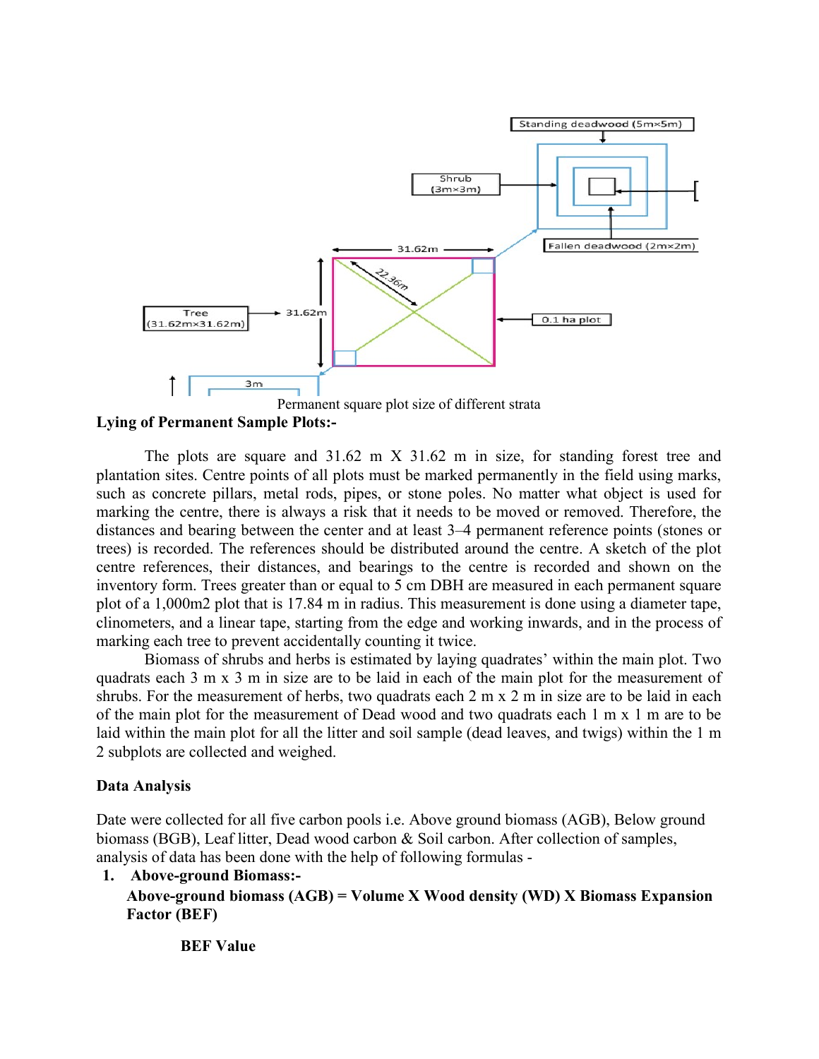Permanent square plot size of different strata

**Lying of Permanent Sample Plots:-**

The plots are square and 31.62 m X 31.62 m in size, for standing forest tree and plantation sites. Centre points of all plots must be marked permanently in the field using marks, such as concrete pillars, metal rods, pipes, or stone poles. No matter what object is used for marking the centre, there is always a risk that it needs to be moved or removed. Therefore, the distances and bearing between the center and at least 3–4 permanent reference points (stones or trees) is recorded. The references should be distributed around the centre. A sketch of the plot centre references, their distances, and bearings to the centre is recorded and shown on the inventory form. Trees greater than or equal to 5 cm DBH are measured in each permanent square plot of a 1,000m2 plot that is 17.84 m in radius. This measurement is done using a diameter tape, clinometers, and a linear tape, starting from the edge and working inwards, and in the process of marking each tree to prevent accidentally counting it twice.

Biomass of shrubs and herbs is estimated by laying quadrates' within the main plot. Two quadrats each 3 m x 3 m in size are to be laid in each of the main plot for the measurement of shrubs. For the measurement of herbs, two quadrats each 2 m x 2 m in size are to be laid in each of the main plot for the measurement of Dead wood and two quadrats each 1 m x 1 m are to be laid within the main plot for all the litter and soil sample (dead leaves, and twigs) within the 1 m 2 subplots are collected and weighed.

**Data Analysis**

Date were collected for all five carbon pools i.e. Above ground biomass (AGB), Below ground biomass (BGB), Leaf litter, Dead wood carbon & Soil carbon. After collection of samples, analysis of data has been done with the help of following formulas -

1. **Above-ground Biomass:-**

   **Above-ground biomass (AGB) = Volume X Wood density (WD) X Biomass Expansion Factor (BEF)**

   **BEF Value**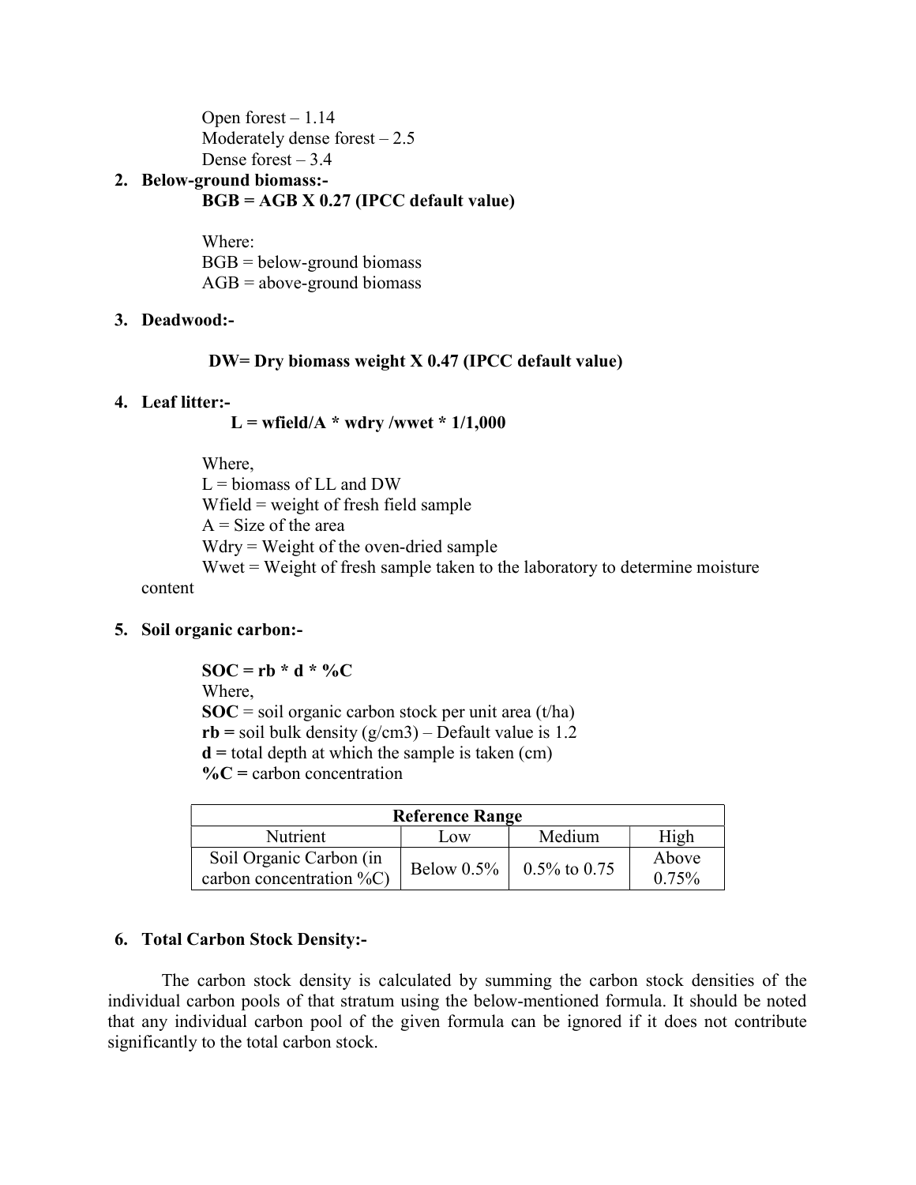Open forest – 1.14
Moderately dense forest – 2.5
Dense forest – 3.4

2. **Below-ground biomass:-**

   **BGB = AGB X 0.27 (IPCC default value)**

   Where:
   BGB = below-ground biomass
   AGB = above-ground biomass

3. **Deadwood:-**

   **DW= Dry biomass weight X 0.47 (IPCC default value)**

4. **Leaf litter:-**

   **L = wfield/A * wdry /wwet * 1/1,000**

   Where,
   L = biomass of LL and DW
   Wfield = weight of fresh field sample
   A = Size of the area
   Wdry = Weight of the oven-dried sample
   Wwet = Weight of fresh sample taken to the laboratory to determine moisture content

5. **Soil organic carbon:-**

   **SOC = rb * d * %C**
   Where,
   **SOC** = soil organic carbon stock per unit area (t/ha)
   **rb =** soil bulk density ($g/cm^3$) – Default value is 1.2
   **d =** total depth at which the sample is taken (cm)
   **%C =** carbon concentration

| **Reference Range** | | | |
|---|---|---|---|
| Nutrient | Low | Medium | High |
| Soil Organic Carbon (in carbon concentration %C) | Below 0.5% | 0.5% to 0.75 | Above 0.75% |

6. **Total Carbon Stock Density:-**

The carbon stock density is calculated by summing the carbon stock densities of the individual carbon pools of that stratum using the below-mentioned formula. It should be noted that any individual carbon pool of the given formula can be ignored if it does not contribute significantly to the total carbon stock.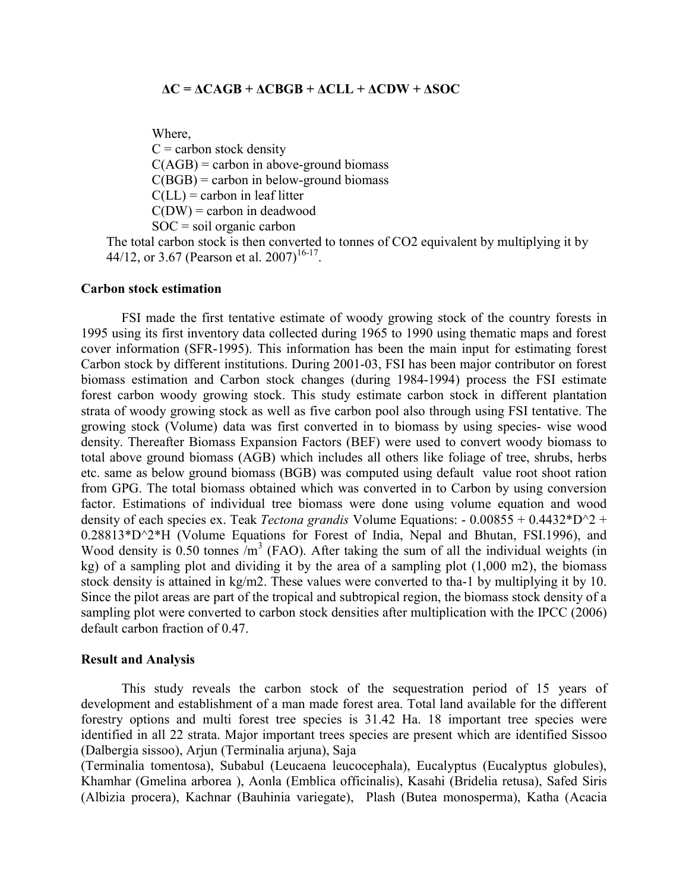$$\Delta C = \Delta CAGB + \Delta CBGB + \Delta CLL + \Delta CDW + \Delta SOC$$

Where,
C = carbon stock density
C(AGB) = carbon in above-ground biomass
C(BGB) = carbon in below-ground biomass
C(LL) = carbon in leaf litter
C(DW) = carbon in deadwood
SOC = soil organic carbon

The total carbon stock is then converted to tonnes of CO2 equivalent by multiplying it by 44/12, or 3.67 (Pearson et al. 2007)[16-17].

**Carbon stock estimation**

FSI made the first tentative estimate of woody growing stock of the country forests in 1995 using its first inventory data collected during 1965 to 1990 using thematic maps and forest cover information (SFR-1995). This information has been the main input for estimating forest Carbon stock by different institutions. During 2001-03, FSI has been major contributor on forest biomass estimation and Carbon stock changes (during 1984-1994) process the FSI estimate forest carbon woody growing stock. This study estimate carbon stock in different plantation strata of woody growing stock as well as five carbon pool also through using FSI tentative. The growing stock (Volume) data was first converted in to biomass by using species- wise wood density. Thereafter Biomass Expansion Factors (BEF) were used to convert woody biomass to total above ground biomass (AGB) which includes all others like foliage of tree, shrubs, herbs etc. same as below ground biomass (BGB) was computed using default value root shoot ration from GPG. The total biomass obtained which was converted in to Carbon by using conversion factor. Estimations of individual tree biomass were done using volume equation and wood density of each species ex. Teak *Tectona grandis* Volume Equations: - 0.00855 + 0.4432*D^2 + 0.28813*D^2*H (Volume Equations for Forest of India, Nepal and Bhutan, FSI.1996), and Wood density is 0.50 tonnes /$m^3$ (FAO). After taking the sum of all the individual weights (in kg) of a sampling plot and dividing it by the area of a sampling plot (1,000 m2), the biomass stock density is attained in kg/m2. These values were converted to tha-1 by multiplying it by 10. Since the pilot areas are part of the tropical and subtropical region, the biomass stock density of a sampling plot were converted to carbon stock densities after multiplication with the IPCC (2006) default carbon fraction of 0.47.

**Result and Analysis**

This study reveals the carbon stock of the sequestration period of 15 years of development and establishment of a man made forest area. Total land available for the different forestry options and multi forest tree species is 31.42 Ha. 18 important tree species were identified in all 22 strata. Major important trees species are present which are identified Sissoo (Dalbergia sissoo), Arjun (Terminalia arjuna), Saja (Terminalia tomentosa), Subabul (Leucaena leucocephala), Eucalyptus (Eucalyptus globules), Khamhar (Gmelina arborea ), Aonla (Emblica officinalis), Kasahi (Bridelia retusa), Safed Siris (Albizia procera), Kachnar (Bauhinia variegate), Plash (Butea monosperma), Katha (Acacia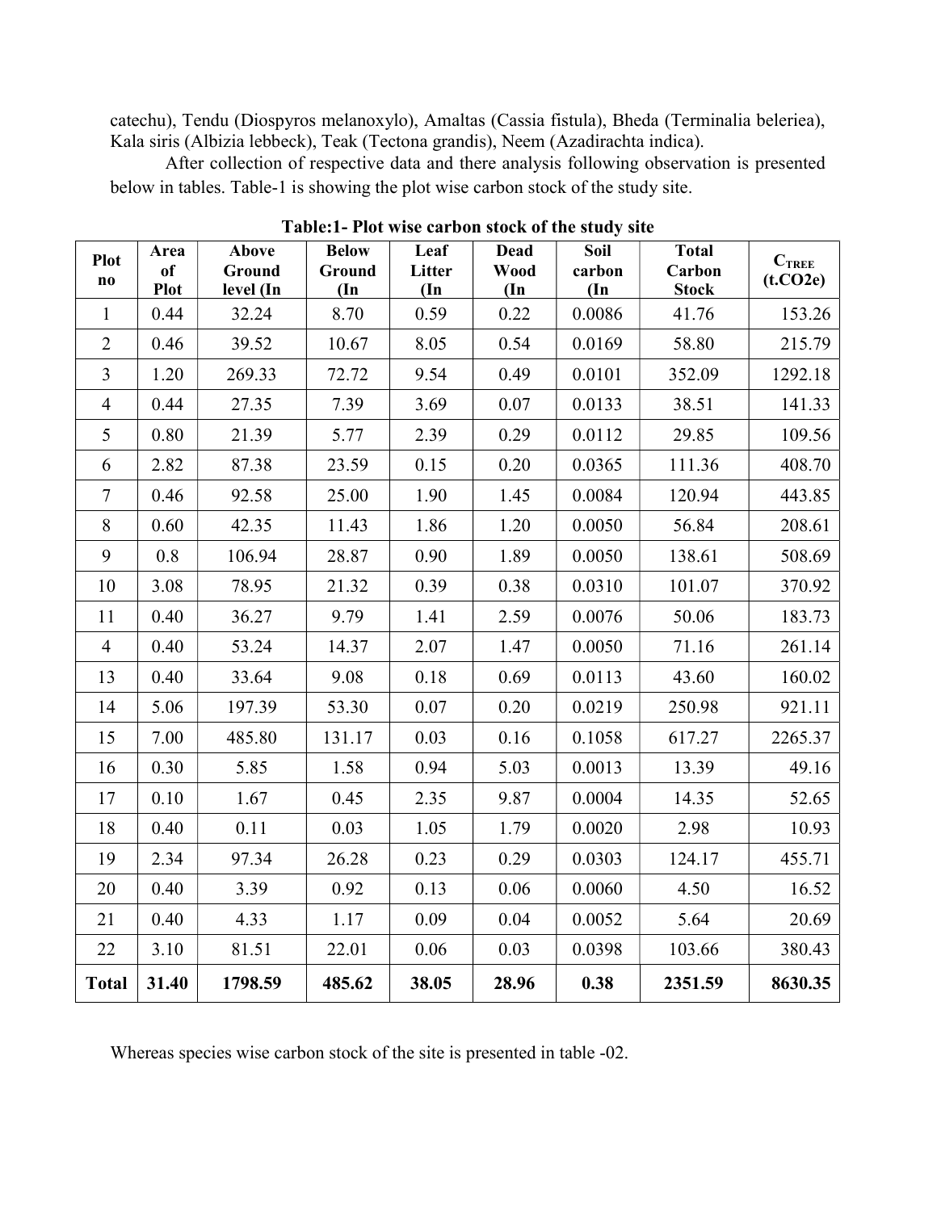catechu), Tendu (Diospyros melanoxylo), Amaltas (Cassia fistula), Bheda (Terminalia beleriea), Kala siris (Albizia lebbeck), Teak (Tectona grandis), Neem (Azadirachta indica).

After collection of respective data and there analysis following observation is presented below in tables. Table-1 is showing the plot wise carbon stock of the study site.

**Table:1- Plot wise carbon stock of the study site**

| Plot no | Area of Plot | Above Ground level (In | Below Ground (In | Leaf Litter (In | Dead Wood (In | Soil carbon (In | Total Carbon Stock | $C_{TREE}$ (t.CO2e) |
|---|---|---|---|---|---|---|---|---|
| 1 | 0.44 | 32.24 | 8.70 | 0.59 | 0.22 | 0.0086 | 41.76 | 153.26 |
| 2 | 0.46 | 39.52 | 10.67 | 8.05 | 0.54 | 0.0169 | 58.80 | 215.79 |
| 3 | 1.20 | 269.33 | 72.72 | 9.54 | 0.49 | 0.0101 | 352.09 | 1292.18 |
| 4 | 0.44 | 27.35 | 7.39 | 3.69 | 0.07 | 0.0133 | 38.51 | 141.33 |
| 5 | 0.80 | 21.39 | 5.77 | 2.39 | 0.29 | 0.0112 | 29.85 | 109.56 |
| 6 | 2.82 | 87.38 | 23.59 | 0.15 | 0.20 | 0.0365 | 111.36 | 408.70 |
| 7 | 0.46 | 92.58 | 25.00 | 1.90 | 1.45 | 0.0084 | 120.94 | 443.85 |
| 8 | 0.60 | 42.35 | 11.43 | 1.86 | 1.20 | 0.0050 | 56.84 | 208.61 |
| 9 | 0.8 | 106.94 | 28.87 | 0.90 | 1.89 | 0.0050 | 138.61 | 508.69 |
| 10 | 3.08 | 78.95 | 21.32 | 0.39 | 0.38 | 0.0310 | 101.07 | 370.92 |
| 11 | 0.40 | 36.27 | 9.79 | 1.41 | 2.59 | 0.0076 | 50.06 | 183.73 |
| 4 | 0.40 | 53.24 | 14.37 | 2.07 | 1.47 | 0.0050 | 71.16 | 261.14 |
| 13 | 0.40 | 33.64 | 9.08 | 0.18 | 0.69 | 0.0113 | 43.60 | 160.02 |
| 14 | 5.06 | 197.39 | 53.30 | 0.07 | 0.20 | 0.0219 | 250.98 | 921.11 |
| 15 | 7.00 | 485.80 | 131.17 | 0.03 | 0.16 | 0.1058 | 617.27 | 2265.37 |
| 16 | 0.30 | 5.85 | 1.58 | 0.94 | 5.03 | 0.0013 | 13.39 | 49.16 |
| 17 | 0.10 | 1.67 | 0.45 | 2.35 | 9.87 | 0.0004 | 14.35 | 52.65 |
| 18 | 0.40 | 0.11 | 0.03 | 1.05 | 1.79 | 0.0020 | 2.98 | 10.93 |
| 19 | 2.34 | 97.34 | 26.28 | 0.23 | 0.29 | 0.0303 | 124.17 | 455.71 |
| 20 | 0.40 | 3.39 | 0.92 | 0.13 | 0.06 | 0.0060 | 4.50 | 16.52 |
| 21 | 0.40 | 4.33 | 1.17 | 0.09 | 0.04 | 0.0052 | 5.64 | 20.69 |
| 22 | 3.10 | 81.51 | 22.01 | 0.06 | 0.03 | 0.0398 | 103.66 | 380.43 |
| **Total** | **31.40** | **1798.59** | **485.62** | **38.05** | **28.96** | **0.38** | **2351.59** | **8630.35** |

Whereas species wise carbon stock of the site is presented in table -02.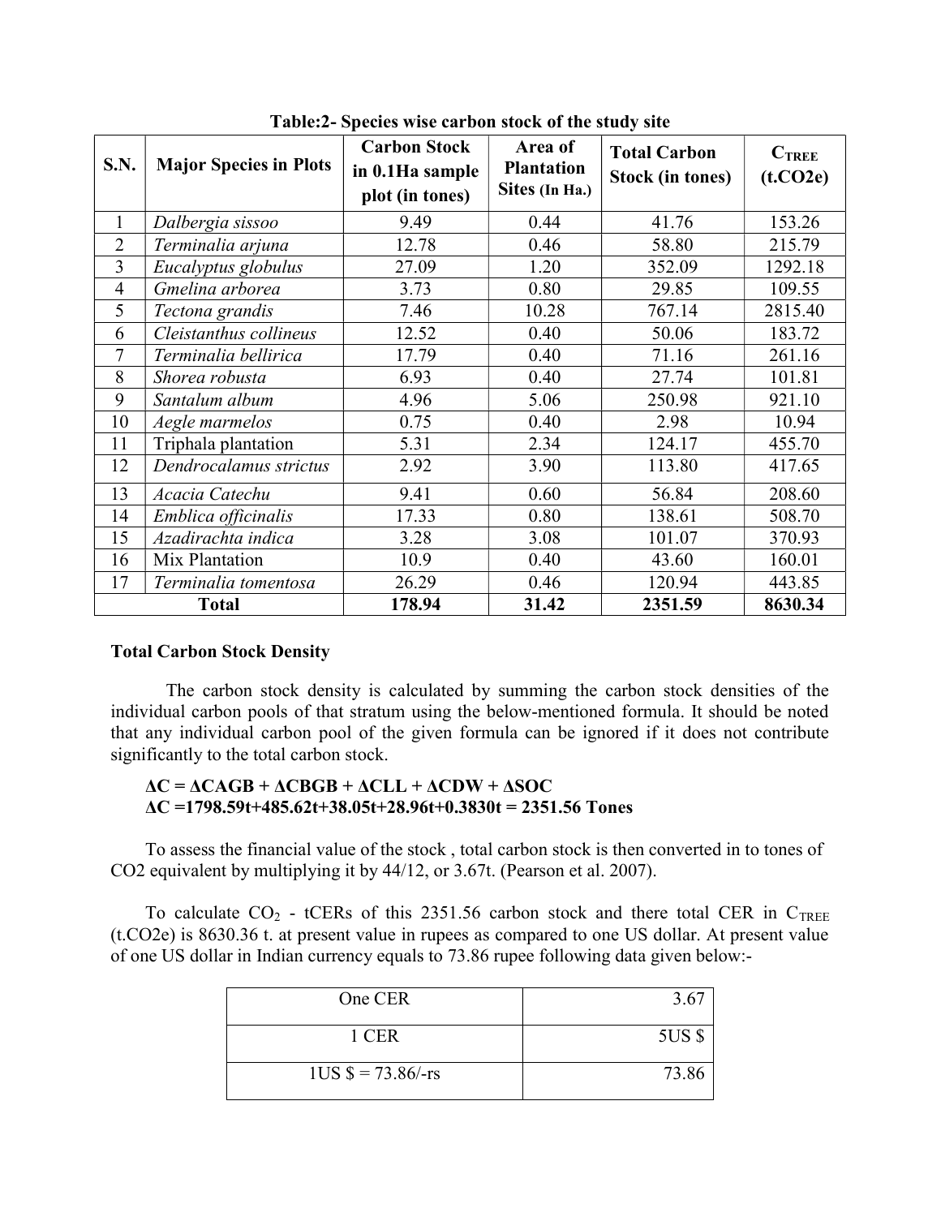**Table:2- Species wise carbon stock of the study site**

| S.N. | Major Species in Plots | Carbon Stock in 0.1Ha sample plot (in tones) | Area of Plantation Sites (In Ha.) | Total Carbon Stock (in tones) | $C_{TREE}$ (t.CO2e) |
|---|---|---|---|---|---|
| 1 | *Dalbergia sissoo* | 9.49 | 0.44 | 41.76 | 153.26 |
| 2 | *Terminalia arjuna* | 12.78 | 0.46 | 58.80 | 215.79 |
| 3 | *Eucalyptus globulus* | 27.09 | 1.20 | 352.09 | 1292.18 |
| 4 | *Gmelina arborea* | 3.73 | 0.80 | 29.85 | 109.55 |
| 5 | *Tectona grandis* | 7.46 | 10.28 | 767.14 | 2815.40 |
| 6 | *Cleistanthus collineus* | 12.52 | 0.40 | 50.06 | 183.72 |
| 7 | *Terminalia bellirica* | 17.79 | 0.40 | 71.16 | 261.16 |
| 8 | *Shorea robusta* | 6.93 | 0.40 | 27.74 | 101.81 |
| 9 | *Santalum album* | 4.96 | 5.06 | 250.98 | 921.10 |
| 10 | *Aegle marmelos* | 0.75 | 0.40 | 2.98 | 10.94 |
| 11 | Triphala plantation | 5.31 | 2.34 | 124.17 | 455.70 |
| 12 | *Dendrocalamus strictus* | 2.92 | 3.90 | 113.80 | 417.65 |
| 13 | *Acacia Catechu* | 9.41 | 0.60 | 56.84 | 208.60 |
| 14 | *Emblica officinalis* | 17.33 | 0.80 | 138.61 | 508.70 |
| 15 | *Azadirachta indica* | 3.28 | 3.08 | 101.07 | 370.93 |
| 16 | Mix Plantation | 10.9 | 0.40 | 43.60 | 160.01 |
| 17 | *Terminalia tomentosa* | 26.29 | 0.46 | 120.94 | 443.85 |
| **Total** | | **178.94** | **31.42** | **2351.59** | **8630.34** |

**Total Carbon Stock Density**

The carbon stock density is calculated by summing the carbon stock densities of the individual carbon pools of that stratum using the below-mentioned formula. It should be noted that any individual carbon pool of the given formula can be ignored if it does not contribute significantly to the total carbon stock.

$$\Delta C = \Delta CAGB + \Delta CBGB + \Delta CLL + \Delta CDW + \Delta SOC$$

$$\Delta C = 1798.59t + 485.62t + 38.05t + 28.96t + 0.3830t = 2351.56 \text{ Tones}$$

To assess the financial value of the stock , total carbon stock is then converted in to tones of CO2 equivalent by multiplying it by 44/12, or 3.67t. (Pearson et al. 2007).

To calculate $CO_2$ - tCERs of this 2351.56 carbon stock and there total CER in $C_{TREE}$ (t.CO2e) is 8630.36 t. at present value in rupees as compared to one US dollar. At present value of one US dollar in Indian currency equals to 73.86 rupee following data given below:-

| | |
|---|---|
| One CER | 3.67 |
| 1 CER | 5US $ |
| 1US $ = 73.86/-rs | 73.86 |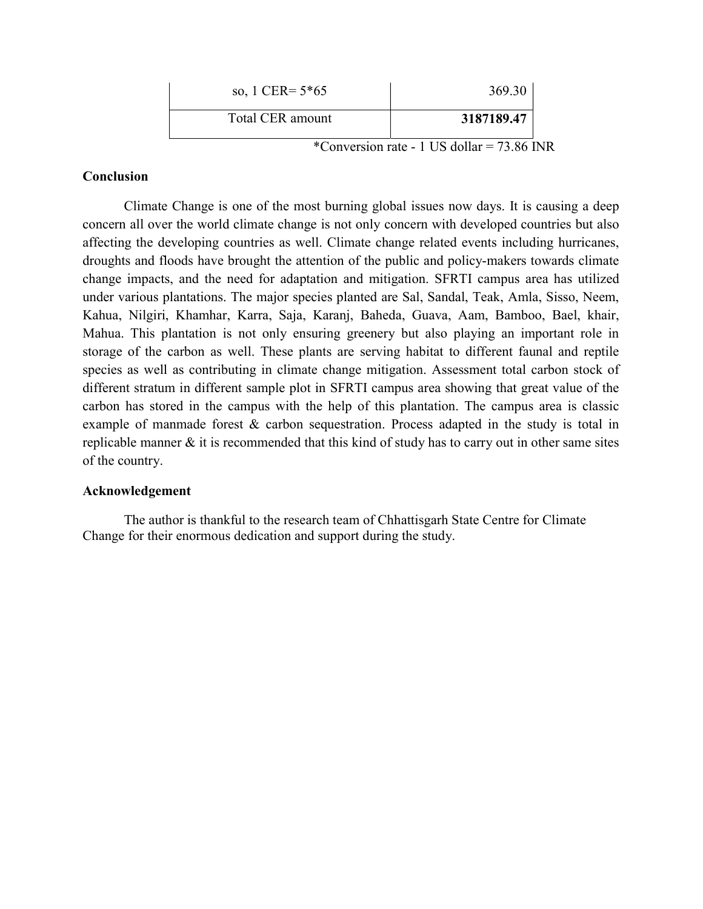| so, 1 CER= 5*65 | 369.30 |
|---|---|
| Total CER amount | **3187189.47** |

*Conversion rate - 1 US dollar = 73.86 INR

**Conclusion**

Climate Change is one of the most burning global issues now days. It is causing a deep concern all over the world climate change is not only concern with developed countries but also affecting the developing countries as well. Climate change related events including hurricanes, droughts and floods have brought the attention of the public and policy-makers towards climate change impacts, and the need for adaptation and mitigation. SFRTI campus area has utilized under various plantations. The major species planted are Sal, Sandal, Teak, Amla, Sisso, Neem, Kahua, Nilgiri, Khamhar, Karra, Saja, Karanj, Baheda, Guava, Aam, Bamboo, Bael, khair, Mahua. This plantation is not only ensuring greenery but also playing an important role in storage of the carbon as well. These plants are serving habitat to different faunal and reptile species as well as contributing in climate change mitigation. Assessment total carbon stock of different stratum in different sample plot in SFRTI campus area showing that great value of the carbon has stored in the campus with the help of this plantation. The campus area is classic example of manmade forest & carbon sequestration. Process adapted in the study is total in replicable manner & it is recommended that this kind of study has to carry out in other same sites of the country.

**Acknowledgement**

The author is thankful to the research team of Chhattisgarh State Centre for Climate Change for their enormous dedication and support during the study.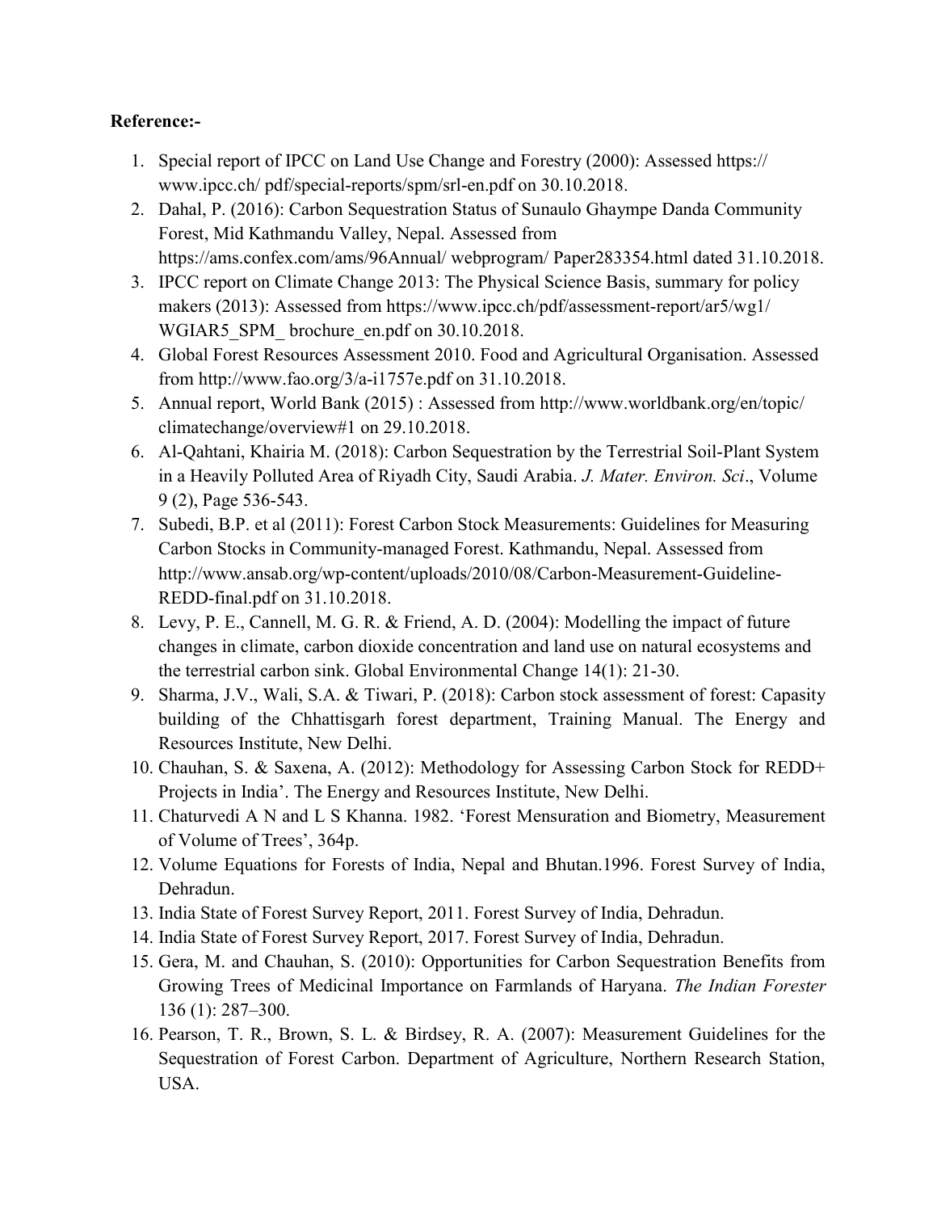**Reference:-**

1. Special report of IPCC on Land Use Change and Forestry (2000): Assessed https:// www.ipcc.ch/ pdf/special-reports/spm/srl-en.pdf on 30.10.2018.
2. Dahal, P. (2016): Carbon Sequestration Status of Sunaulo Ghaympe Danda Community Forest, Mid Kathmandu Valley, Nepal. Assessed from https://ams.confex.com/ams/96Annual/ webprogram/ Paper283354.html dated 31.10.2018.
3. IPCC report on Climate Change 2013: The Physical Science Basis, summary for policy makers (2013): Assessed from https://www.ipcc.ch/pdf/assessment-report/ar5/wg1/ WGIAR5_SPM_ brochure_en.pdf on 30.10.2018.
4. Global Forest Resources Assessment 2010. Food and Agricultural Organisation. Assessed from http://www.fao.org/3/a-i1757e.pdf on 31.10.2018.
5. Annual report, World Bank (2015) : Assessed from http://www.worldbank.org/en/topic/ climatechange/overview#1 on 29.10.2018.
6. Al-Qahtani, Khairia M. (2018): Carbon Sequestration by the Terrestrial Soil-Plant System in a Heavily Polluted Area of Riyadh City, Saudi Arabia. *J. Mater. Environ. Sci*., Volume 9 (2), Page 536-543.
7. Subedi, B.P. et al (2011): Forest Carbon Stock Measurements: Guidelines for Measuring Carbon Stocks in Community-managed Forest. Kathmandu, Nepal. Assessed from http://www.ansab.org/wp-content/uploads/2010/08/Carbon-Measurement-Guideline-REDD-final.pdf on 31.10.2018.
8. Levy, P. E., Cannell, M. G. R. & Friend, A. D. (2004): Modelling the impact of future changes in climate, carbon dioxide concentration and land use on natural ecosystems and the terrestrial carbon sink. Global Environmental Change 14(1): 21-30.
9. Sharma, J.V., Wali, S.A. & Tiwari, P. (2018): Carbon stock assessment of forest: Capasity building of the Chhattisgarh forest department, Training Manual. The Energy and Resources Institute, New Delhi.
10. Chauhan, S. & Saxena, A. (2012): Methodology for Assessing Carbon Stock for REDD+ Projects in India'. The Energy and Resources Institute, New Delhi.
11. Chaturvedi A N and L S Khanna. 1982. 'Forest Mensuration and Biometry, Measurement of Volume of Trees', 364p.
12. Volume Equations for Forests of India, Nepal and Bhutan.1996. Forest Survey of India, Dehradun.
13. India State of Forest Survey Report, 2011. Forest Survey of India, Dehradun.
14. India State of Forest Survey Report, 2017. Forest Survey of India, Dehradun.
15. Gera, M. and Chauhan, S. (2010): Opportunities for Carbon Sequestration Benefits from Growing Trees of Medicinal Importance on Farmlands of Haryana. *The Indian Forester* 136 (1): 287–300.
16. Pearson, T. R., Brown, S. L. & Birdsey, R. A. (2007): Measurement Guidelines for the Sequestration of Forest Carbon. Department of Agriculture, Northern Research Station, USA.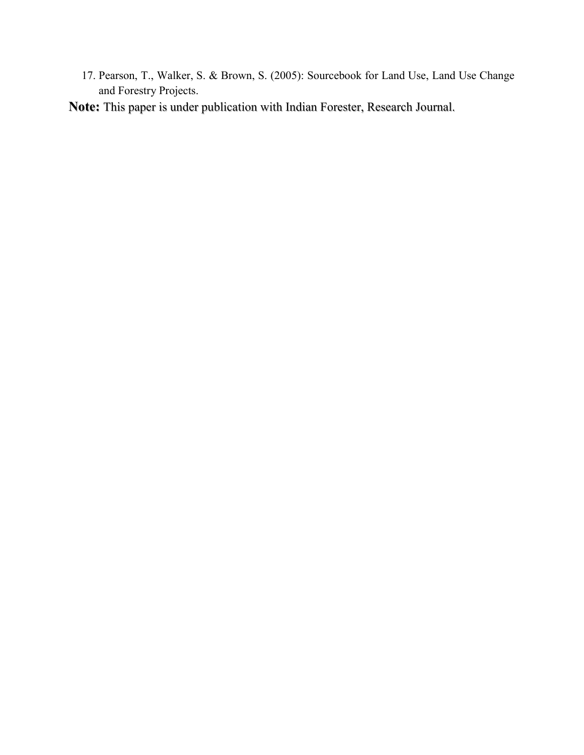17. Pearson, T., Walker, S. & Brown, S. (2005): Sourcebook for Land Use, Land Use Change and Forestry Projects.

**Note:** This paper is under publication with Indian Forester, Research Journal.